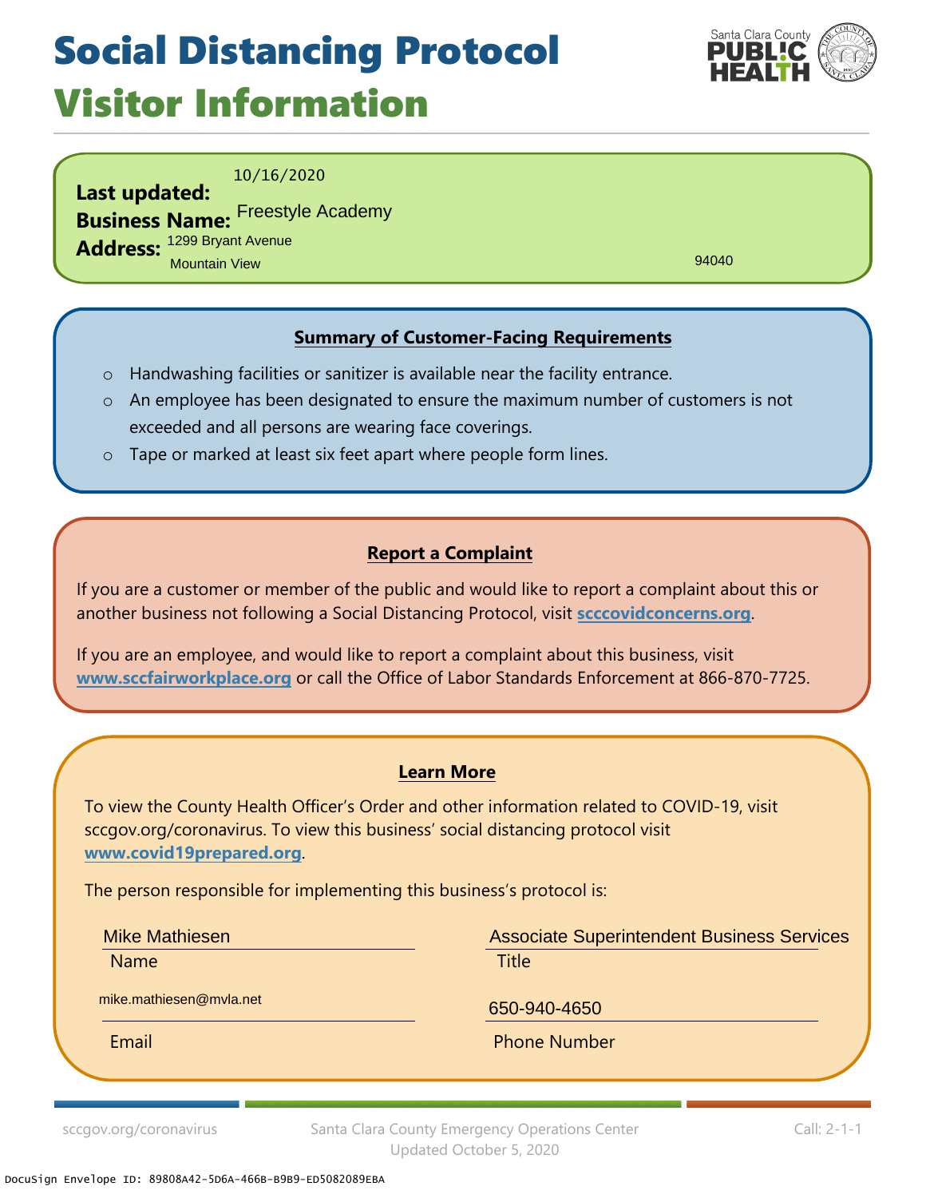# Social Distancing Protocol

## Visitor Information

Santa Clara County PUBLIC HEALTH

**Last updated:** 10/16/2020

**Business Name:** Freestyle Academy

**Address:** 1299 Bryant Avenue
Mountain View 94040

### Summary of Customer-Facing Requirements

- Handwashing facilities or sanitizer is available near the facility entrance.
- An employee has been designated to ensure the maximum number of customers is not exceeded and all persons are wearing face coverings.
- Tape or marked at least six feet apart where people form lines.

### Report a Complaint

If you are a customer or member of the public and would like to report a complaint about this or another business not following a Social Distancing Protocol, visit **scccovidconcerns.org**.

If you are an employee, and would like to report a complaint about this business, visit **www.sccfairworkplace.org** or call the Office of Labor Standards Enforcement at 866-870-7725.

### Learn More

To view the County Health Officer's Order and other information related to COVID-19, visit sccgov.org/coronavirus. To view this business' social distancing protocol visit **www.covid19prepared.org**.

The person responsible for implementing this business's protocol is:

Name: Mike Mathiesen

Title: Associate Superintendent Business Services

Email: mike.mathiesen@mvla.net

Phone Number: 650-940-4650

sccgov.org/coronavirus | Santa Clara County Emergency Operations Center, Updated October 5, 2020 | Call: 2-1-1

DocuSign Envelope ID: 89808A42-5D6A-466B-B9B9-ED5082089EBA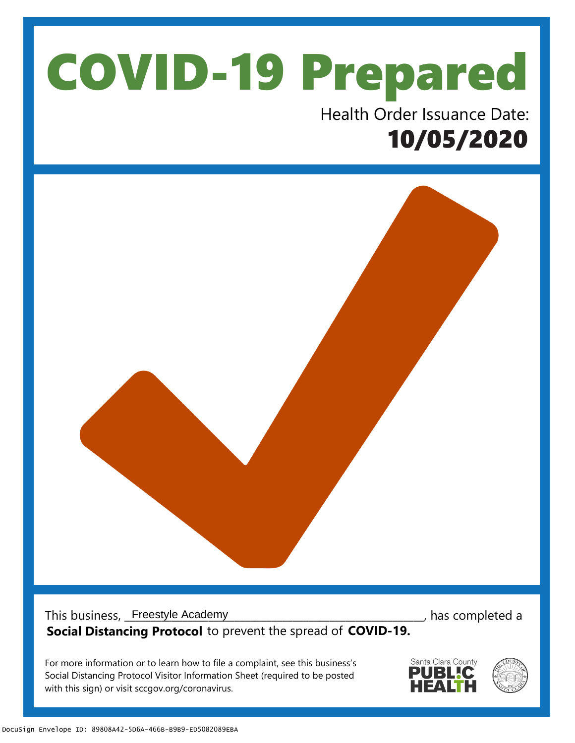# COVID-19 Prepared

Health Order Issuance Date:

**10/05/2020**

This business, Freestyle Academy, has completed a **Social Distancing Protocol** to prevent the spread of **COVID-19.**

For more information or to learn how to file a complaint, see this business's Social Distancing Protocol Visitor Information Sheet (required to be posted with this sign) or visit sccgov.org/coronavirus.

Santa Clara County PUBLIC HEALTH

DocuSign Envelope ID: 89808A42-5D6A-466B-B9B9-ED5082089EBA